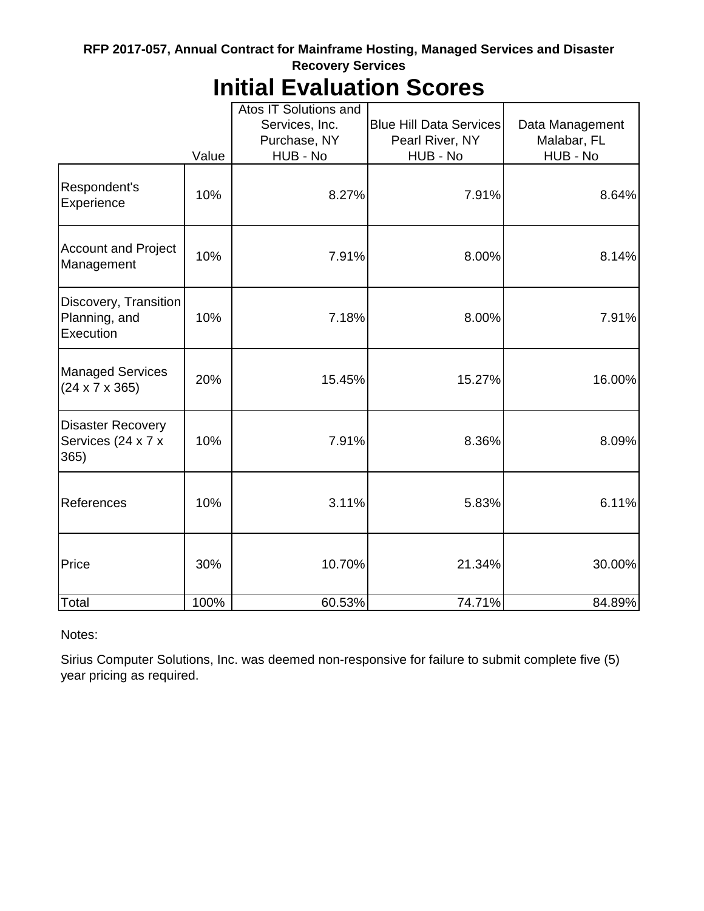**RFP 2017-057, Annual Contract for Mainframe Hosting, Managed Services and Disaster Recovery Services**

# Initial Evaluation Scores

| | Value | Atos IT Solutions and Services, Inc. Purchase, NY HUB - No | Blue Hill Data Services Pearl River, NY HUB - No | Data Management Malabar, FL HUB - No |
|---|---|---|---|---|
| Respondent's Experience | 10% | 8.27% | 7.91% | 8.64% |
| Account and Project Management | 10% | 7.91% | 8.00% | 8.14% |
| Discovery, Transition Planning, and Execution | 10% | 7.18% | 8.00% | 7.91% |
| Managed Services (24 x 7 x 365) | 20% | 15.45% | 15.27% | 16.00% |
| Disaster Recovery Services (24 x 7 x 365) | 10% | 7.91% | 8.36% | 8.09% |
| References | 10% | 3.11% | 5.83% | 6.11% |
| Price | 30% | 10.70% | 21.34% | 30.00% |
| Total | 100% | 60.53% | 74.71% | 84.89% |

Notes:

Sirius Computer Solutions, Inc. was deemed non-responsive for failure to submit complete five (5) year pricing as required.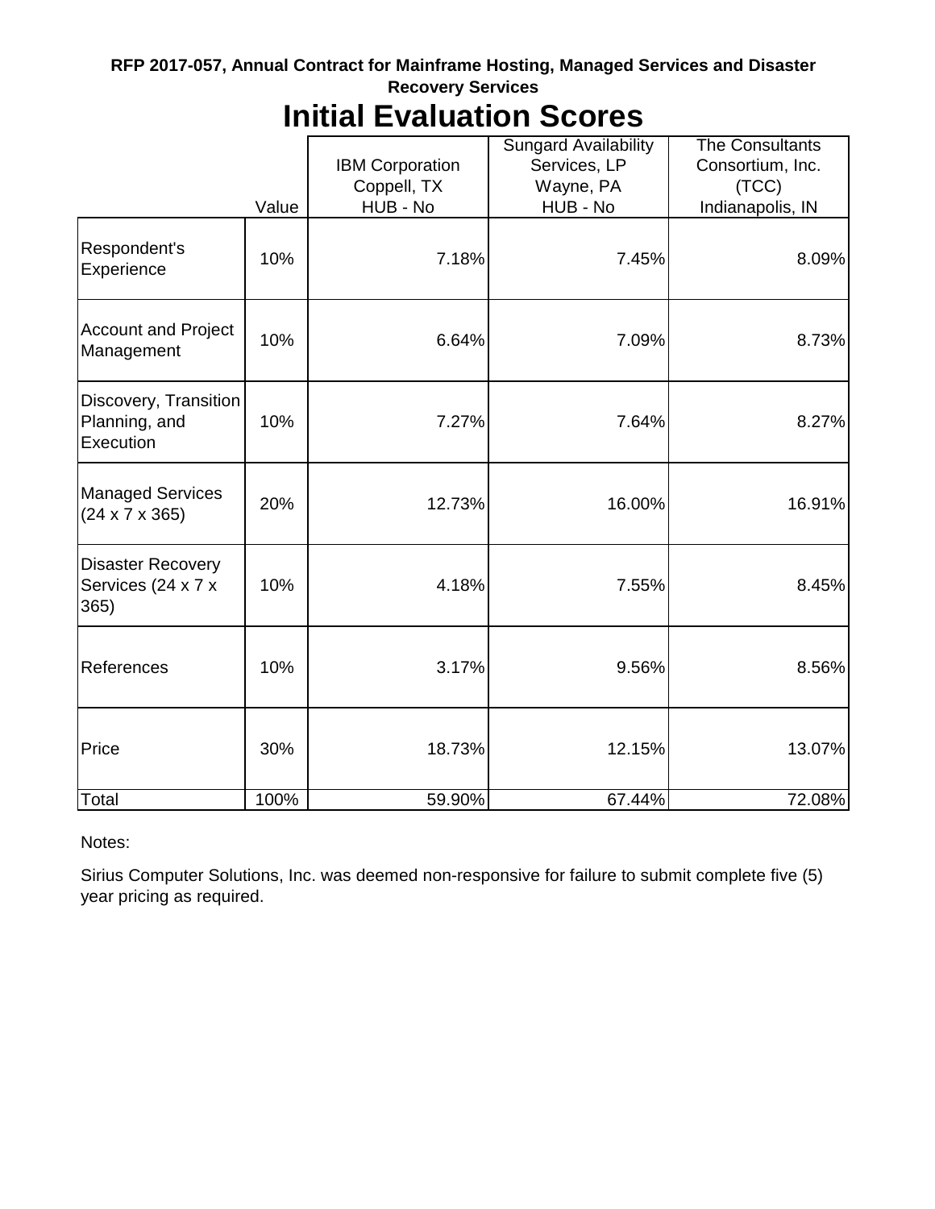**RFP 2017-057, Annual Contract for Mainframe Hosting, Managed Services and Disaster Recovery Services**

# Initial Evaluation Scores

| | Value | IBM Corporation Coppell, TX HUB - No | Sungard Availability Services, LP Wayne, PA HUB - No | The Consultants Consortium, Inc. (TCC) Indianapolis, IN |
|---|---|---|---|---|
| Respondent's Experience | 10% | 7.18% | 7.45% | 8.09% |
| Account and Project Management | 10% | 6.64% | 7.09% | 8.73% |
| Discovery, Transition Planning, and Execution | 10% | 7.27% | 7.64% | 8.27% |
| Managed Services (24 x 7 x 365) | 20% | 12.73% | 16.00% | 16.91% |
| Disaster Recovery Services (24 x 7 x 365) | 10% | 4.18% | 7.55% | 8.45% |
| References | 10% | 3.17% | 9.56% | 8.56% |
| Price | 30% | 18.73% | 12.15% | 13.07% |
| Total | 100% | 59.90% | 67.44% | 72.08% |

Notes:

Sirius Computer Solutions, Inc. was deemed non-responsive for failure to submit complete five (5) year pricing as required.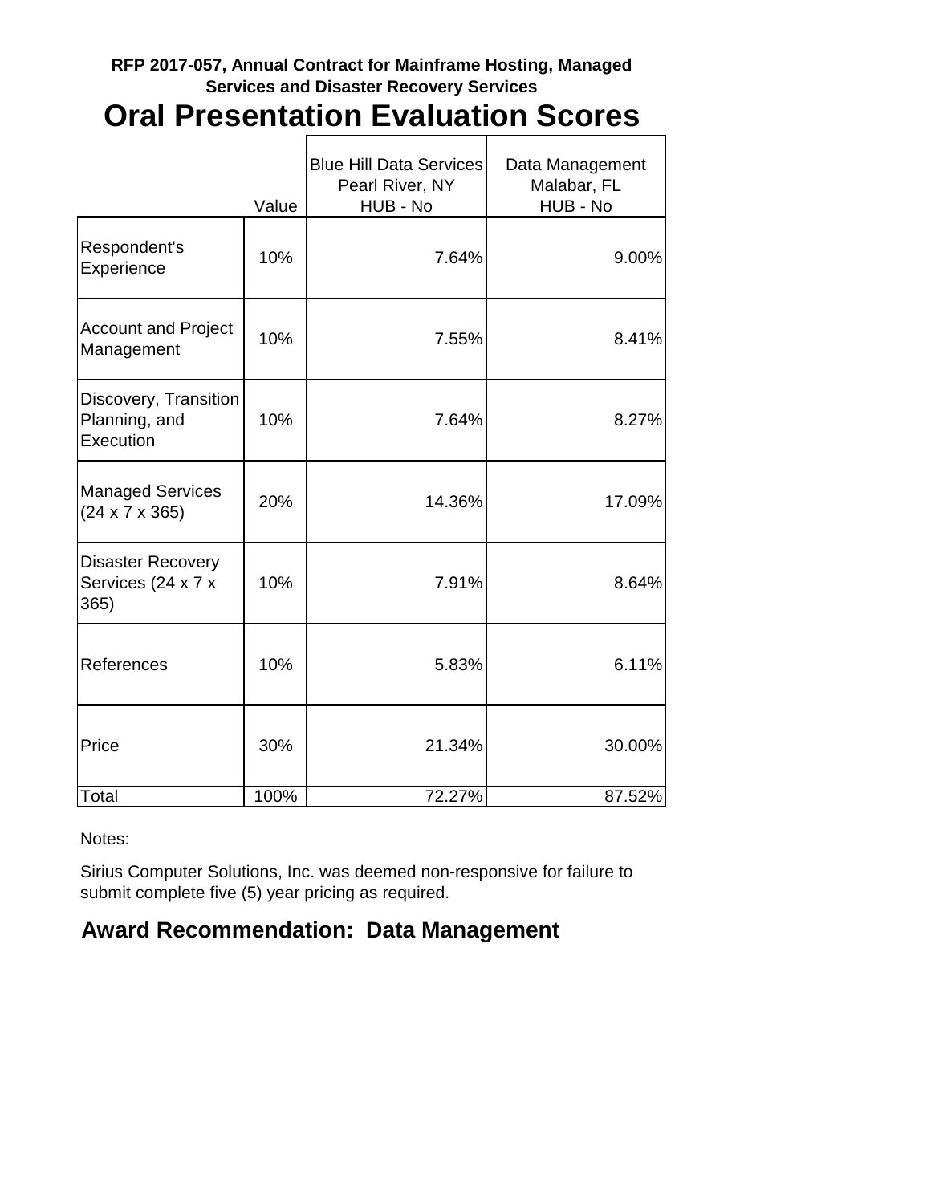**RFP 2017-057, Annual Contract for Mainframe Hosting, Managed Services and Disaster Recovery Services**

# Oral Presentation Evaluation Scores

| | Value | Blue Hill Data Services<br>Pearl River, NY<br>HUB - No | Data Management<br>Malabar, FL<br>HUB - No |
|---|---|---|---|
| Respondent's Experience | 10% | 7.64% | 9.00% |
| Account and Project Management | 10% | 7.55% | 8.41% |
| Discovery, Transition Planning, and Execution | 10% | 7.64% | 8.27% |
| Managed Services (24 x 7 x 365) | 20% | 14.36% | 17.09% |
| Disaster Recovery Services (24 x 7 x 365) | 10% | 7.91% | 8.64% |
| References | 10% | 5.83% | 6.11% |
| Price | 30% | 21.34% | 30.00% |
| Total | 100% | 72.27% | 87.52% |

Notes:

Sirius Computer Solutions, Inc. was deemed non-responsive for failure to submit complete five (5) year pricing as required.

## Award Recommendation: Data Management